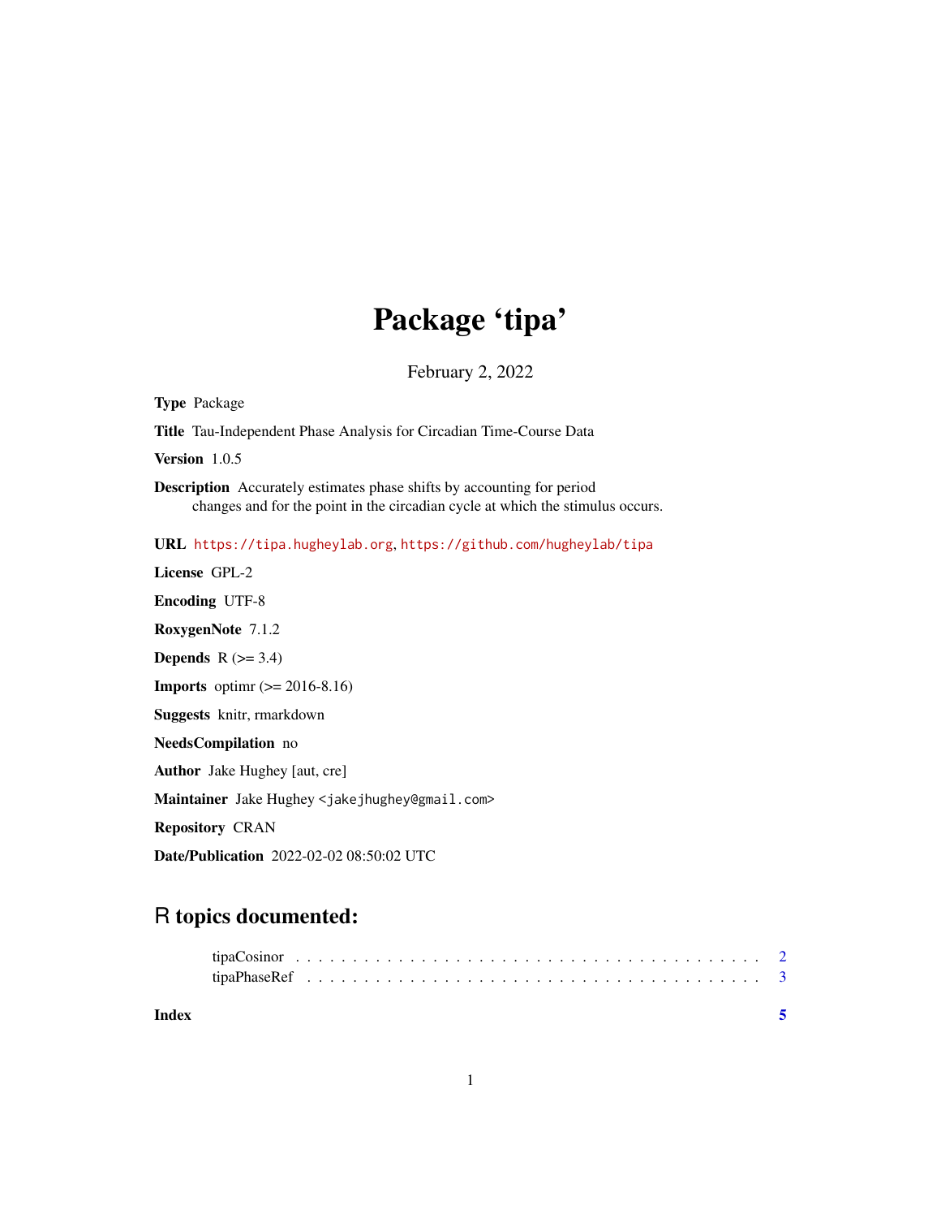# Package 'tipa'

February 2, 2022

**Type** Package

**Title** Tau-Independent Phase Analysis for Circadian Time-Course Data

**Version** 1.0.5

**Description** Accurately estimates phase shifts by accounting for period changes and for the point in the circadian cycle at which the stimulus occurs.

**URL** https://tipa.hugheylab.org, https://github.com/hugheylab/tipa

**License** GPL-2

**Encoding** UTF-8

**RoxygenNote** 7.1.2

**Depends** R (>= 3.4)

**Imports** optimr (>= 2016-8.16)

**Suggests** knitr, rmarkdown

**NeedsCompilation** no

**Author** Jake Hughey [aut, cre]

**Maintainer** Jake Hughey <jakejhughey@gmail.com>

**Repository** CRAN

**Date/Publication** 2022-02-02 08:50:02 UTC

## R topics documented:

tipaCosinor . . . . . . . . . . . . . . . . . . . . . . . . . . . . . . . . . . . . . . . 2
tipaPhaseRef . . . . . . . . . . . . . . . . . . . . . . . . . . . . . . . . . . . . . . 3

**Index** 5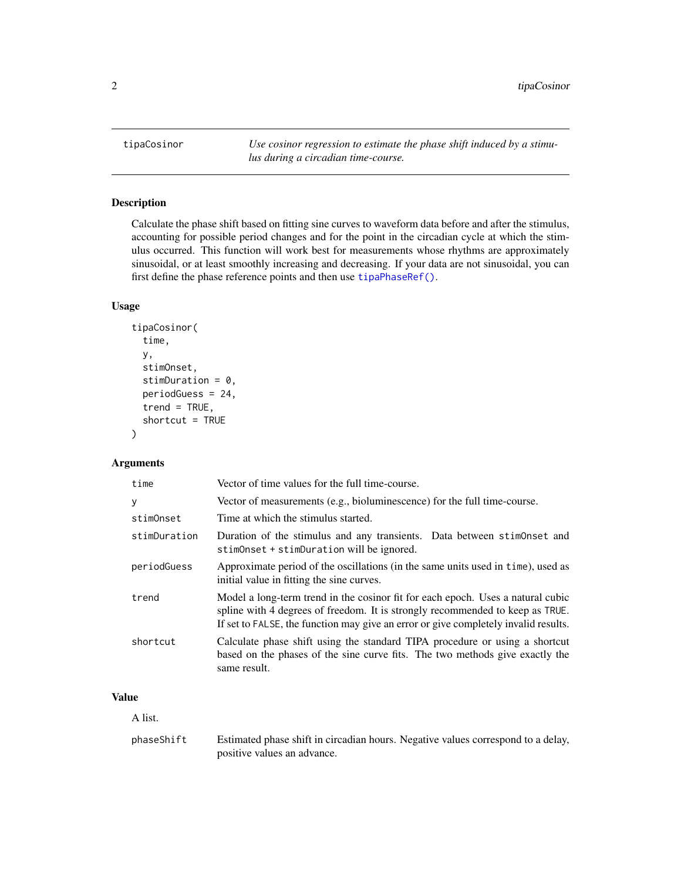## tipaCosinor

*Use cosinor regression to estimate the phase shift induced by a stimulus during a circadian time-course.*

### Description

Calculate the phase shift based on fitting sine curves to waveform data before and after the stimulus, accounting for possible period changes and for the point in the circadian cycle at which the stimulus occurred. This function will work best for measurements whose rhythms are approximately sinusoidal, or at least smoothly increasing and decreasing. If your data are not sinusoidal, you can first define the phase reference points and then use `tipaPhaseRef()`.

### Usage

```
tipaCosinor(
  time,
  y,
  stimOnset,
  stimDuration = 0,
  periodGuess = 24,
  trend = TRUE,
  shortcut = TRUE
)
```

### Arguments

| | |
|---|---|
| `time` | Vector of time values for the full time-course. |
| `y` | Vector of measurements (e.g., bioluminescence) for the full time-course. |
| `stimOnset` | Time at which the stimulus started. |
| `stimDuration` | Duration of the stimulus and any transients. Data between `stimOnset` and `stimOnset + stimDuration` will be ignored. |
| `periodGuess` | Approximate period of the oscillations (in the same units used in `time`), used as initial value in fitting the sine curves. |
| `trend` | Model a long-term trend in the cosinor fit for each epoch. Uses a natural cubic spline with 4 degrees of freedom. It is strongly recommended to keep as `TRUE`. If set to `FALSE`, the function may give an error or give completely invalid results. |
| `shortcut` | Calculate phase shift using the standard TIPA procedure or using a shortcut based on the phases of the sine curve fits. The two methods give exactly the same result. |

### Value

A list.

| | |
|---|---|
| `phaseShift` | Estimated phase shift in circadian hours. Negative values correspond to a delay, positive values an advance. |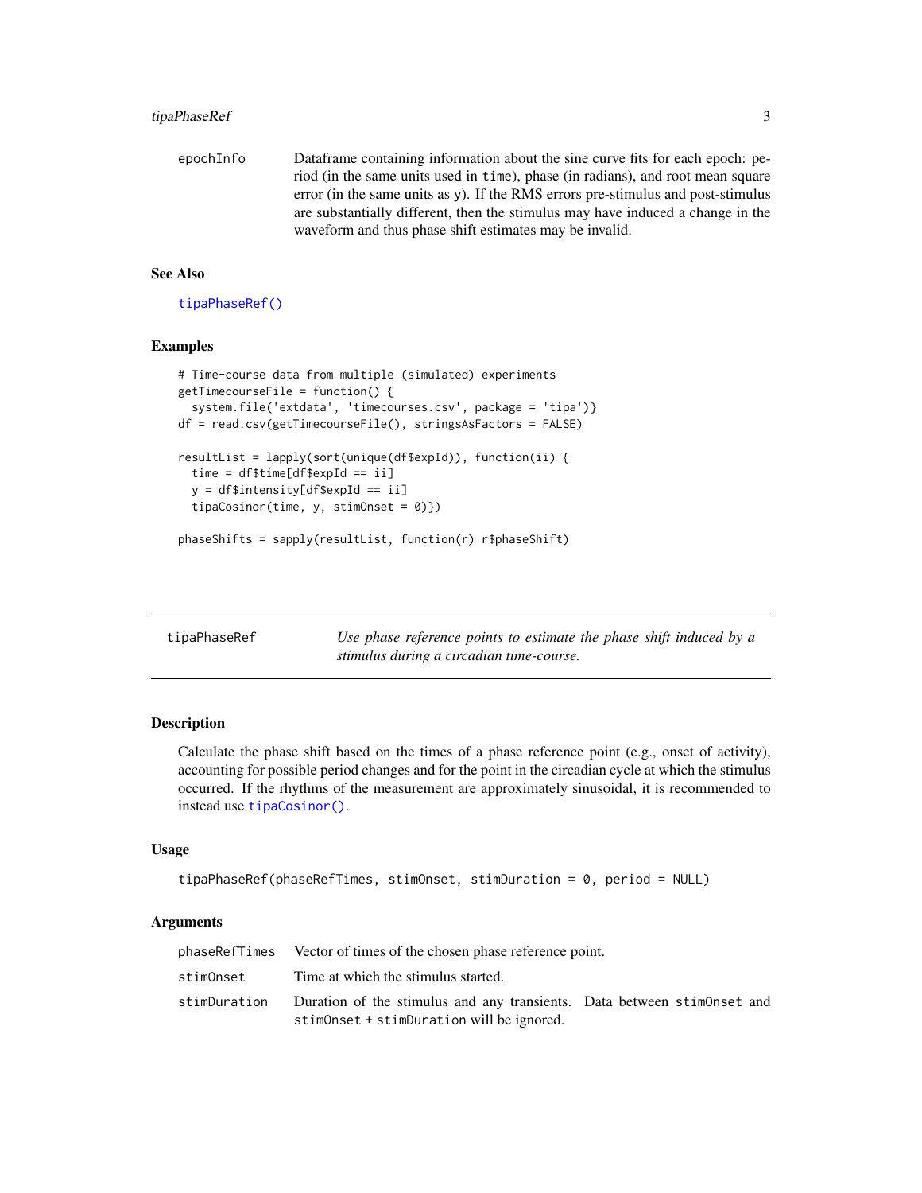| | |
| --- | --- |
| epochInfo | Dataframe containing information about the sine curve fits for each epoch: period (in the same units used in time), phase (in radians), and root mean square error (in the same units as y). If the RMS errors pre-stimulus and post-stimulus are substantially different, then the stimulus may have induced a change in the waveform and thus phase shift estimates may be invalid. |

### See Also

tipaPhaseRef()

### Examples

```
# Time-course data from multiple (simulated) experiments
getTimecourseFile = function() {
  system.file('extdata', 'timecourses.csv', package = 'tipa')}
df = read.csv(getTimecourseFile(), stringsAsFactors = FALSE)

resultList = lapply(sort(unique(df$expId)), function(ii) {
  time = df$time[df$expId == ii]
  y = df$intensity[df$expId == ii]
  tipaCosinor(time, y, stimOnset = 0)})

phaseShifts = sapply(resultList, function(r) r$phaseShift)
```

## tipaPhaseRef

*Use phase reference points to estimate the phase shift induced by a stimulus during a circadian time-course.*

### Description

Calculate the phase shift based on the times of a phase reference point (e.g., onset of activity), accounting for possible period changes and for the point in the circadian cycle at which the stimulus occurred. If the rhythms of the measurement are approximately sinusoidal, it is recommended to instead use tipaCosinor().

### Usage

```
tipaPhaseRef(phaseRefTimes, stimOnset, stimDuration = 0, period = NULL)
```

### Arguments

| | |
| --- | --- |
| phaseRefTimes | Vector of times of the chosen phase reference point. |
| stimOnset | Time at which the stimulus started. |
| stimDuration | Duration of the stimulus and any transients. Data between stimOnset and stimOnset + stimDuration will be ignored. |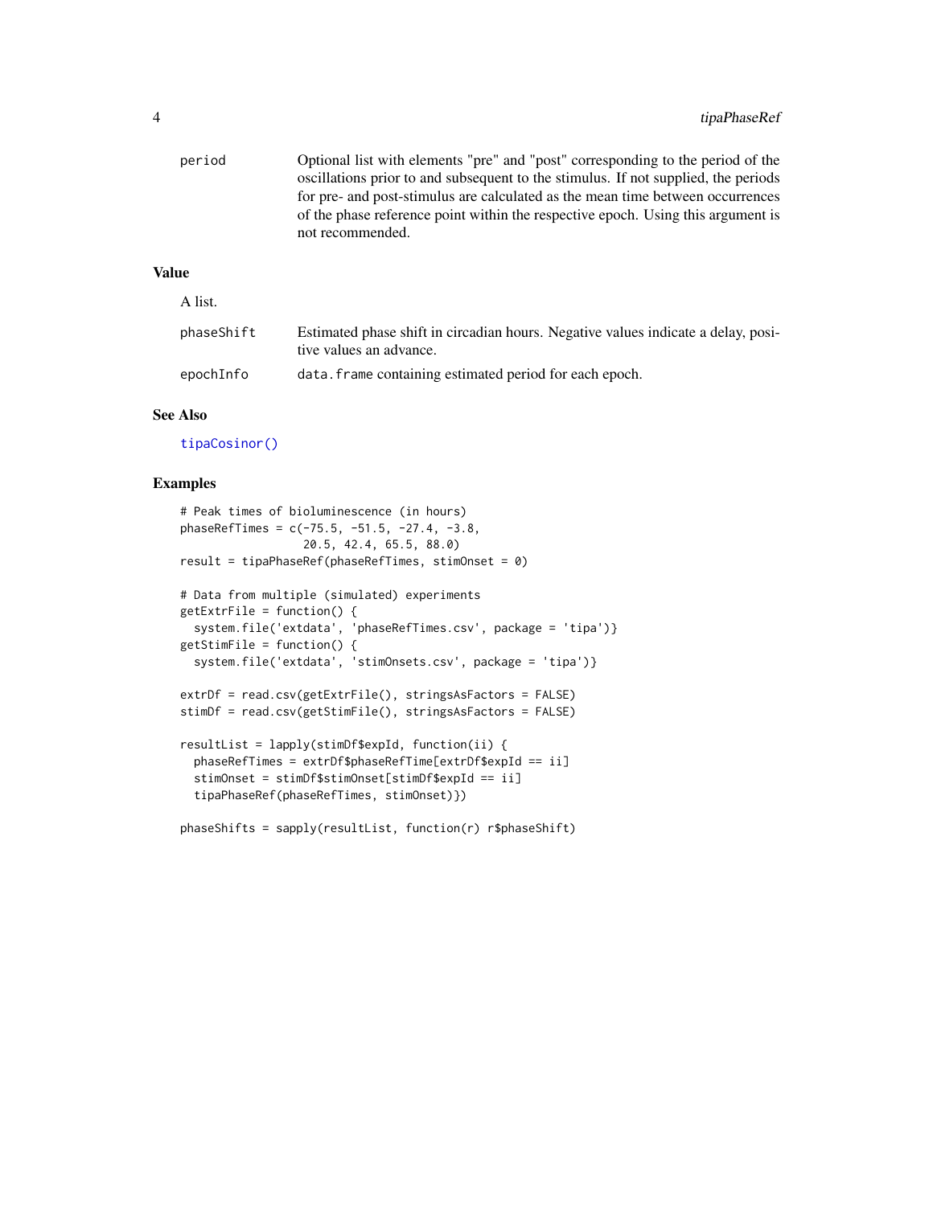| | |
|---|---|
| period | Optional list with elements "pre" and "post" corresponding to the period of the oscillations prior to and subsequent to the stimulus. If not supplied, the periods for pre- and post-stimulus are calculated as the mean time between occurrences of the phase reference point within the respective epoch. Using this argument is not recommended. |

### Value

A list.

| | |
|---|---|
| phaseShift | Estimated phase shift in circadian hours. Negative values indicate a delay, positive values an advance. |
| epochInfo | `data.frame` containing estimated period for each epoch. |

### See Also

`tipaCosinor()`

### Examples

```
# Peak times of bioluminescence (in hours)
phaseRefTimes = c(-75.5, -51.5, -27.4, -3.8,
                  20.5, 42.4, 65.5, 88.0)
result = tipaPhaseRef(phaseRefTimes, stimOnset = 0)

# Data from multiple (simulated) experiments
getExtrFile = function() {
  system.file('extdata', 'phaseRefTimes.csv', package = 'tipa')}
getStimFile = function() {
  system.file('extdata', 'stimOnsets.csv', package = 'tipa')}

extrDf = read.csv(getExtrFile(), stringsAsFactors = FALSE)
stimDf = read.csv(getStimFile(), stringsAsFactors = FALSE)

resultList = lapply(stimDf$expId, function(ii) {
  phaseRefTimes = extrDf$phaseRefTime[extrDf$expId == ii]
  stimOnset = stimDf$stimOnset[stimDf$expId == ii]
  tipaPhaseRef(phaseRefTimes, stimOnset)})

phaseShifts = sapply(resultList, function(r) r$phaseShift)
```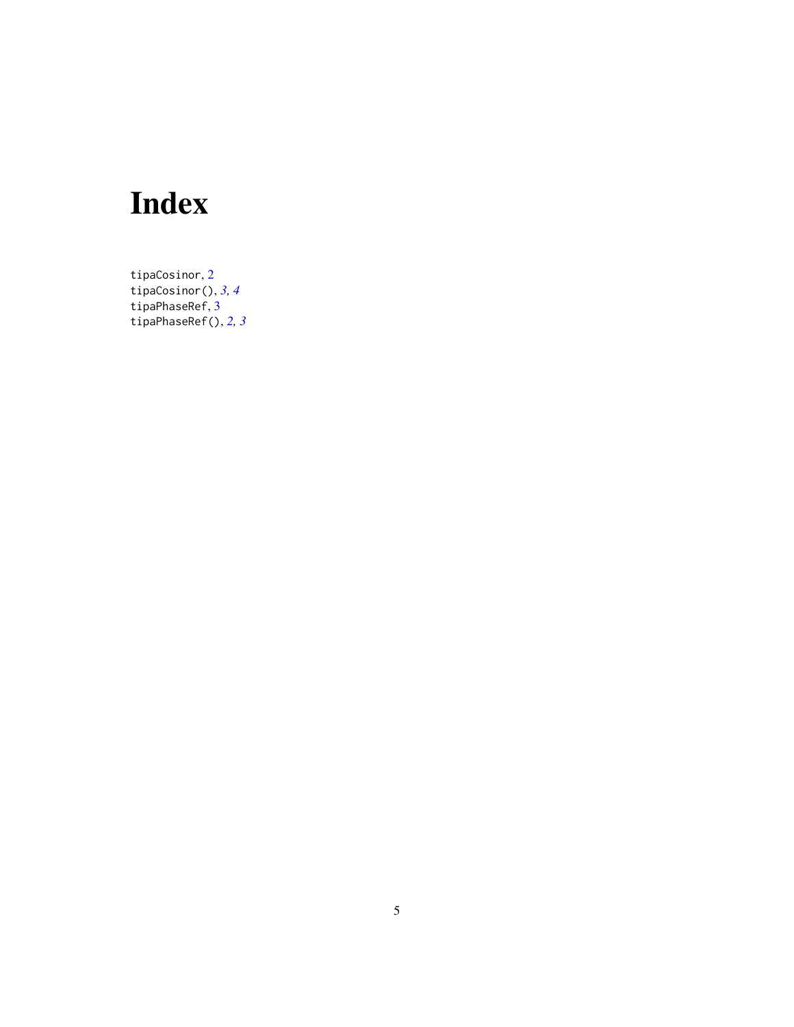# Index

tipaCosinor, 2
tipaCosinor(), *3, 4*
tipaPhaseRef, 3
tipaPhaseRef(), *2, 3*